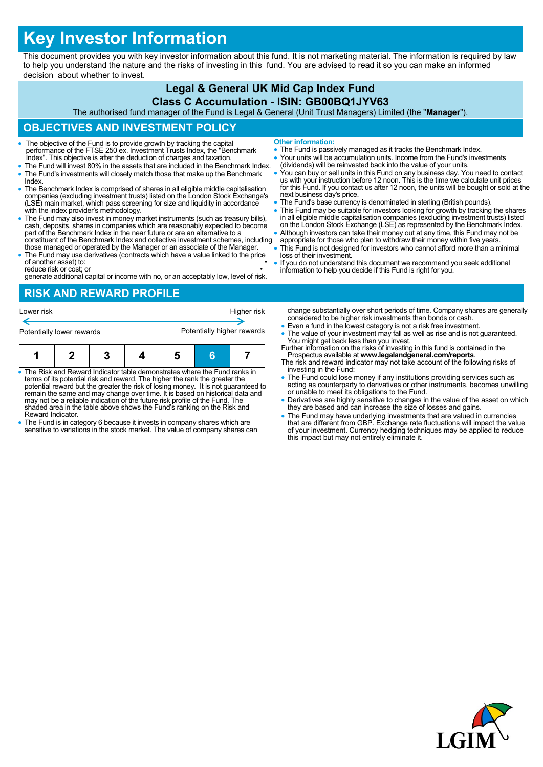# Key Investor Information

This document provides you with key investor information about this fund. It is not marketing material. The information is required by law to help you understand the nature and the risks of investing in this fund. You are advised to read it so you can make an informed decision about whether to invest.

## Legal & General UK Mid Cap Index Fund
## Class C Accumulation - ISIN: GB00BQ1JYV63

The authorised fund manager of the Fund is Legal & General (Unit Trust Managers) Limited (the "**Manager**").

## OBJECTIVES AND INVESTMENT POLICY

- The objective of the Fund is to provide growth by tracking the capital performance of the FTSE 250 ex. Investment Trusts Index, the "Benchmark Index". This objective is after the deduction of charges and taxation.
- The Fund will invest 80% in the assets that are included in the Benchmark Index.
- The Fund's investments will closely match those that make up the Benchmark Index.
- The Benchmark Index is comprised of shares in all eligible middle capitalisation companies (excluding investment trusts) listed on the London Stock Exchange's (LSE) main market, which pass screening for size and liquidity in accordance with the index provider's methodology.
- The Fund may also invest in money market instruments (such as treasury bills), cash, deposits, shares in companies which are reasonably expected to become part of the Benchmark Index in the near future or are an alternative to a constituent of the Benchmark Index and collective investment schemes, including those managed or operated by the Manager or an associate of the Manager.
- The Fund may use derivatives (contracts which have a value linked to the price of another asset) to:
  - reduce risk or cost; or
  - generate additional capital or income with no, or an acceptably low, level of risk.

**Other information:**

- The Fund is passively managed as it tracks the Benchmark Index.
- Your units will be accumulation units. Income from the Fund's investments (dividends) will be reinvested back into the value of your units.
- You can buy or sell units in this Fund on any business day. You need to contact us with your instruction before 12 noon. This is the time we calculate unit prices for this Fund. If you contact us after 12 noon, the units will be bought or sold at the next business day's price.
- The Fund's base currency is denominated in sterling (British pounds).
- This Fund may be suitable for investors looking for growth by tracking the shares in all eligible middle capitalisation companies (excluding investment trusts) listed on the London Stock Exchange (LSE) as represented by the Benchmark Index.
- Although investors can take their money out at any time, this Fund may not be appropriate for those who plan to withdraw their money within five years.
- This Fund is not designed for investors who cannot afford more than a minimal loss of their investment.
- If you do not understand this document we recommend you seek additional information to help you decide if this Fund is right for you.

## RISK AND REWARD PROFILE

| Lower risk | | | | | | Higher risk |
|---|---|---|---|---|---|---|
| Potentially lower rewards | | | | | | Potentially higher rewards |
| 1 | 2 | 3 | 4 | 5 | **6** | 7 |

- The Risk and Reward Indicator table demonstrates where the Fund ranks in terms of its potential risk and reward. The higher the rank the greater the potential reward but the greater the risk of losing money. It is not guaranteed to remain the same and may change over time. It is based on historical data and may not be a reliable indication of the future risk profile of the Fund. The shaded area in the table above shows the Fund's ranking on the Risk and Reward Indicator.
- The Fund is in category 6 because it invests in company shares which are sensitive to variations in the stock market. The value of company shares can change substantially over short periods of time. Company shares are generally considered to be higher risk investments than bonds or cash.
- Even a fund in the lowest category is not a risk free investment.
- The value of your investment may fall as well as rise and is not guaranteed. You might get back less than you invest.

Further information on the risks of investing in this fund is contained in the Prospectus available at **www.legalandgeneral.com/reports**.

The risk and reward indicator may not take account of the following risks of investing in the Fund:

- The Fund could lose money if any institutions providing services such as acting as counterparty to derivatives or other instruments, becomes unwilling or unable to meet its obligations to the Fund.
- Derivatives are highly sensitive to changes in the value of the asset on which they are based and can increase the size of losses and gains.
- The Fund may have underlying investments that are valued in currencies that are different from GBP. Exchange rate fluctuations will impact the value of your investment. Currency hedging techniques may be applied to reduce this impact but may not entirely eliminate it.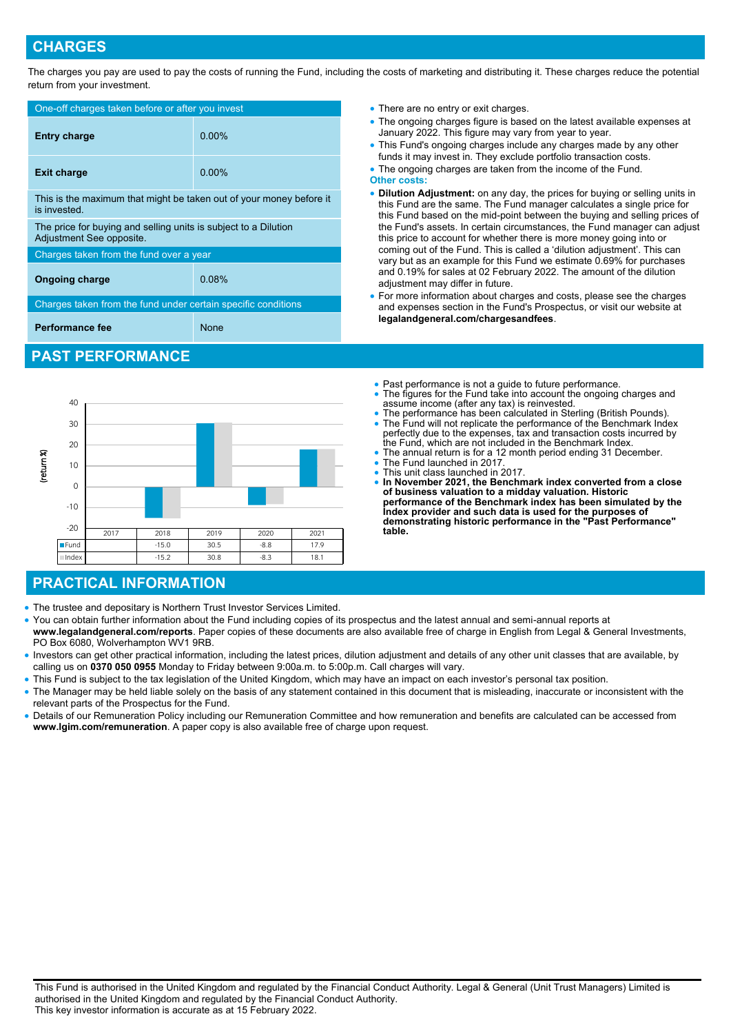## CHARGES

The charges you pay are used to pay the costs of running the Fund, including the costs of marketing and distributing it. These charges reduce the potential return from your investment.

| One-off charges taken before or after you invest | |
|---|---|
| **Entry charge** | 0.00% |
| **Exit charge** | 0.00% |
| This is the maximum that might be taken out of your money before it is invested. | |
| The price for buying and selling units is subject to a Dilution Adjustment See opposite. | |
| **Charges taken from the fund over a year** | |
| **Ongoing charge** | 0.08% |
| **Charges taken from the fund under certain specific conditions** | |
| **Performance fee** | None |

- There are no entry or exit charges.
- The ongoing charges figure is based on the latest available expenses at January 2022. This figure may vary from year to year.
- This Fund's ongoing charges include any charges made by any other funds it may invest in. They exclude portfolio transaction costs.
- The ongoing charges are taken from the income of the Fund.

**Other costs:**

- **Dilution Adjustment:** on any day, the prices for buying or selling units in this Fund are the same. The Fund manager calculates a single price for this Fund based on the mid-point between the buying and selling prices of the Fund's assets. In certain circumstances, the Fund manager can adjust this price to account for whether there is more money going into or coming out of the Fund. This is called a 'dilution adjustment'. This can vary but as an example for this Fund we estimate 0.69% for purchases and 0.19% for sales at 02 February 2022. The amount of the dilution adjustment may differ in future.
- For more information about charges and costs, please see the charges and expenses section in the Fund's Prospectus, or visit our website at **legalandgeneral.com/chargesandfees**.

## PAST PERFORMANCE

(return %)
40
30
20
10
0
-10
-20

2017 2018 2019 2020 2021
Fund -15.0 30.5 -8.8 17.9
Index -15.2 30.8 -8.3 18.1

- Past performance is not a guide to future performance.
- The figures for the Fund take into account the ongoing charges and assume income (after any tax) is reinvested.
- The performance has been calculated in Sterling (British Pounds).
- The Fund will not replicate the performance of the Benchmark Index perfectly due to the expenses, tax and transaction costs incurred by the Fund, which are not included in the Benchmark Index.
- The annual return is for a 12 month period ending 31 December.
- The Fund launched in 2017.
- This unit class launched in 2017.
- **In November 2021, the Benchmark index converted from a close of business valuation to a midday valuation. Historic performance of the Benchmark index has been simulated by the Index provider and such data is used for the purposes of demonstrating historic performance in the "Past Performance" table.**

## PRACTICAL INFORMATION

- The trustee and depositary is Northern Trust Investor Services Limited.
- You can obtain further information about the Fund including copies of its prospectus and the latest annual and semi-annual reports at **www.legalandgeneral.com/reports**. Paper copies of these documents are also available free of charge in English from Legal & General Investments, PO Box 6080, Wolverhampton WV1 9RB.
- Investors can get other practical information, including the latest prices, dilution adjustment and details of any other unit classes that are available, by calling us on **0370 050 0955** Monday to Friday between 9:00a.m. to 5:00p.m. Call charges will vary.
- This Fund is subject to the tax legislation of the United Kingdom, which may have an impact on each investor's personal tax position.
- The Manager may be held liable solely on the basis of any statement contained in this document that is misleading, inaccurate or inconsistent with the relevant parts of the Prospectus for the Fund.
- Details of our Remuneration Policy including our Remuneration Committee and how remuneration and benefits are calculated can be accessed from **www.lgim.com/remuneration**. A paper copy is also available free of charge upon request.

This Fund is authorised in the United Kingdom and regulated by the Financial Conduct Authority. Legal & General (Unit Trust Managers) Limited is authorised in the United Kingdom and regulated by the Financial Conduct Authority.
This key investor information is accurate as at 15 February 2022.